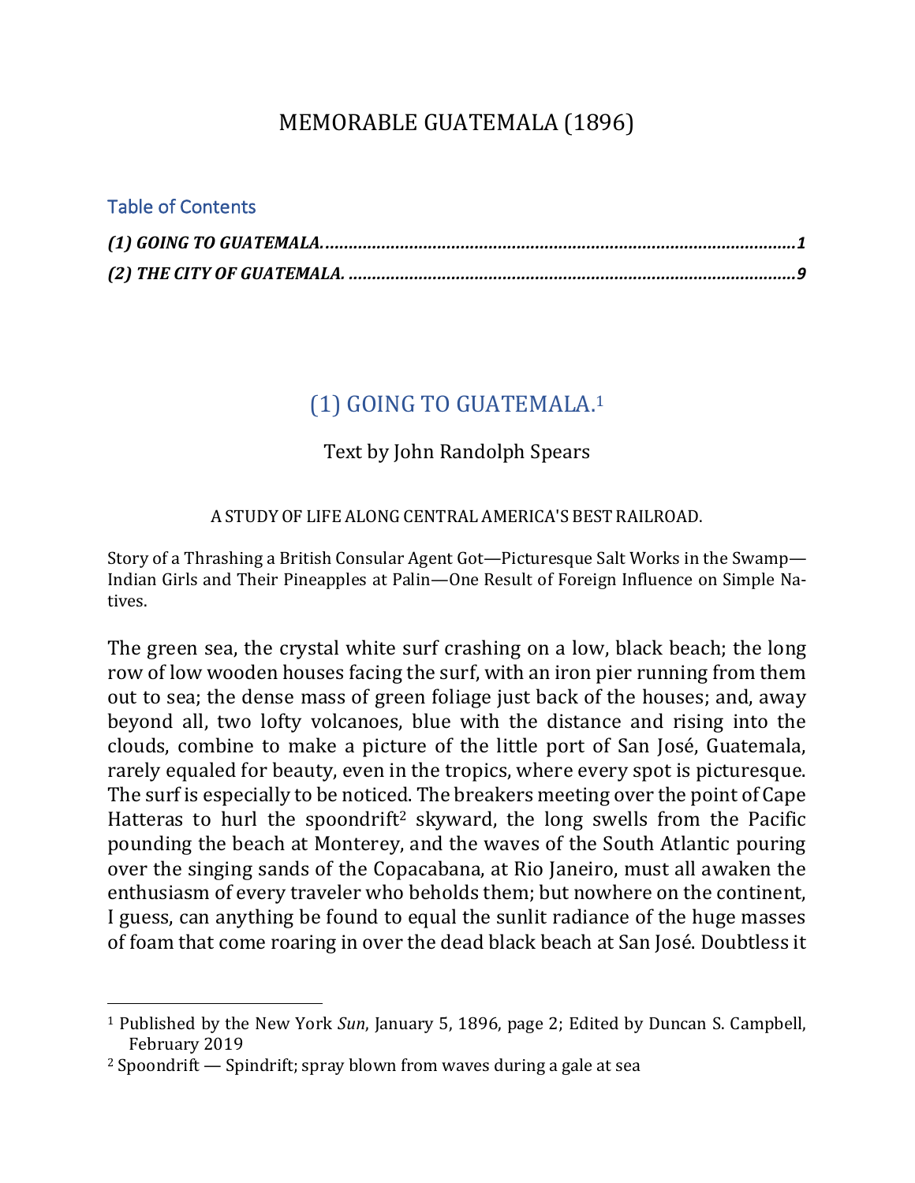# MEMORABLE GUATEMALA (1896)

## Table of Contents

***(1) GOING TO GUATEMALA.*** ........................................................................................... ***1***

***(2) THE CITY OF GUATEMALA.*** ..................................................................................... ***9***

## (1) GOING TO GUATEMALA.[1]

Text by John Randolph Spears

A STUDY OF LIFE ALONG CENTRAL AMERICA'S BEST RAILROAD.

Story of a Thrashing a British Consular Agent Got—Picturesque Salt Works in the Swamp—Indian Girls and Their Pineapples at Palin—One Result of Foreign Influence on Simple Natives.

The green sea, the crystal white surf crashing on a low, black beach; the long row of low wooden houses facing the surf, with an iron pier running from them out to sea; the dense mass of green foliage just back of the houses; and, away beyond all, two lofty volcanoes, blue with the distance and rising into the clouds, combine to make a picture of the little port of San José, Guatemala, rarely equaled for beauty, even in the tropics, where every spot is picturesque. The surf is especially to be noticed. The breakers meeting over the point of Cape Hatteras to hurl the spoondrift[2] skyward, the long swells from the Pacific pounding the beach at Monterey, and the waves of the South Atlantic pouring over the singing sands of the Copacabana, at Rio Janeiro, must all awaken the enthusiasm of every traveler who beholds them; but nowhere on the continent, I guess, can anything be found to equal the sunlit radiance of the huge masses of foam that come roaring in over the dead black beach at San José. Doubtless it

[1] Published by the New York *Sun*, January 5, 1896, page 2; Edited by Duncan S. Campbell, February 2019

[2] Spoondrift — Spindrift; spray blown from waves during a gale at sea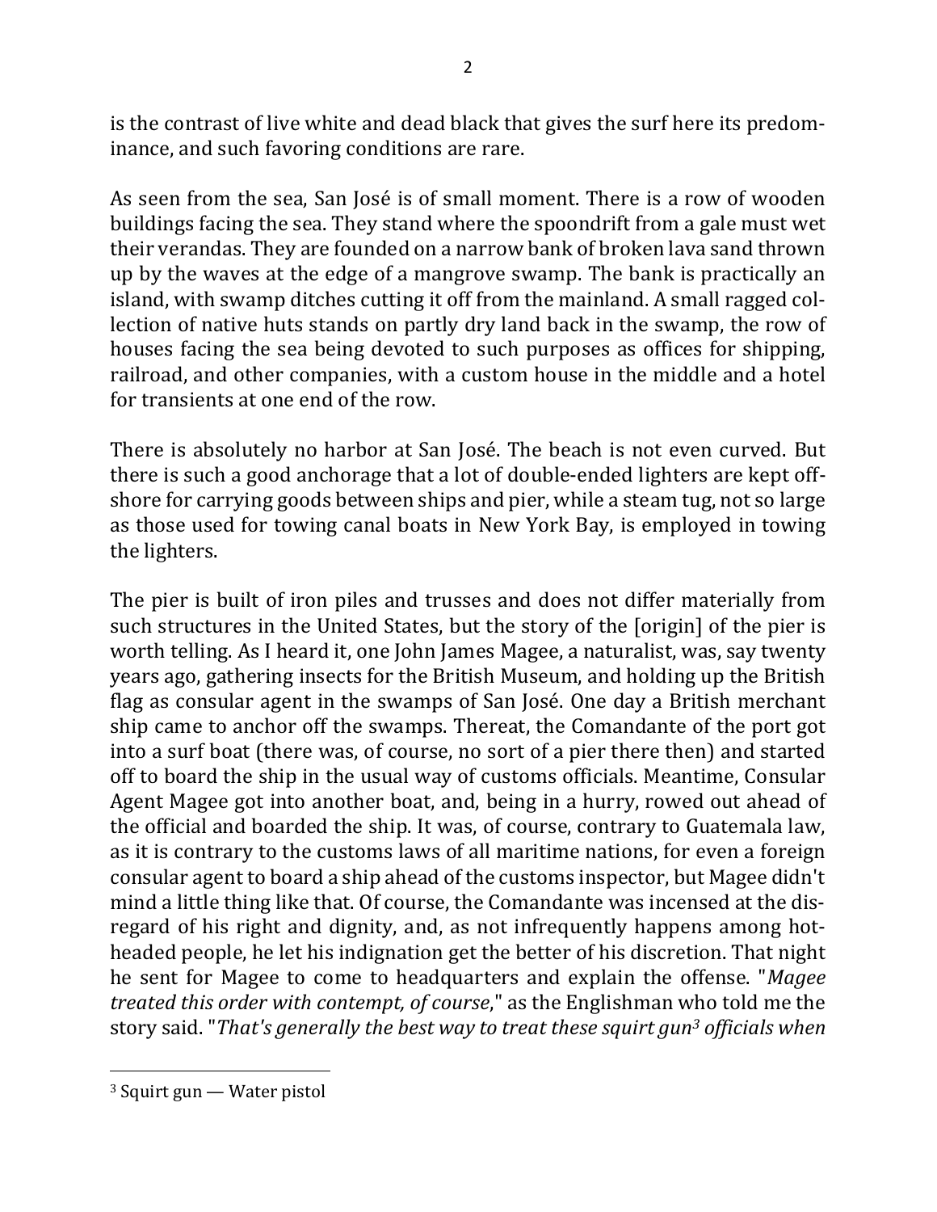is the contrast of live white and dead black that gives the surf here its predominance, and such favoring conditions are rare.

As seen from the sea, San José is of small moment. There is a row of wooden buildings facing the sea. They stand where the spoondrift from a gale must wet their verandas. They are founded on a narrow bank of broken lava sand thrown up by the waves at the edge of a mangrove swamp. The bank is practically an island, with swamp ditches cutting it off from the mainland. A small ragged collection of native huts stands on partly dry land back in the swamp, the row of houses facing the sea being devoted to such purposes as offices for shipping, railroad, and other companies, with a custom house in the middle and a hotel for transients at one end of the row.

There is absolutely no harbor at San José. The beach is not even curved. But there is such a good anchorage that a lot of double-ended lighters are kept offshore for carrying goods between ships and pier, while a steam tug, not so large as those used for towing canal boats in New York Bay, is employed in towing the lighters.

The pier is built of iron piles and trusses and does not differ materially from such structures in the United States, but the story of the [origin] of the pier is worth telling. As I heard it, one John James Magee, a naturalist, was, say twenty years ago, gathering insects for the British Museum, and holding up the British flag as consular agent in the swamps of San José. One day a British merchant ship came to anchor off the swamps. Thereat, the Comandante of the port got into a surf boat (there was, of course, no sort of a pier there then) and started off to board the ship in the usual way of customs officials. Meantime, Consular Agent Magee got into another boat, and, being in a hurry, rowed out ahead of the official and boarded the ship. It was, of course, contrary to Guatemala law, as it is contrary to the customs laws of all maritime nations, for even a foreign consular agent to board a ship ahead of the customs inspector, but Magee didn't mind a little thing like that. Of course, the Comandante was incensed at the disregard of his right and dignity, and, as not infrequently happens among hot-headed people, he let his indignation get the better of his discretion. That night he sent for Magee to come to headquarters and explain the offense. "*Magee treated this order with contempt, of course*," as the Englishman who told me the story said. "*That's generally the best way to treat these squirt gun*[3] *officials when*

[3] Squirt gun — Water pistol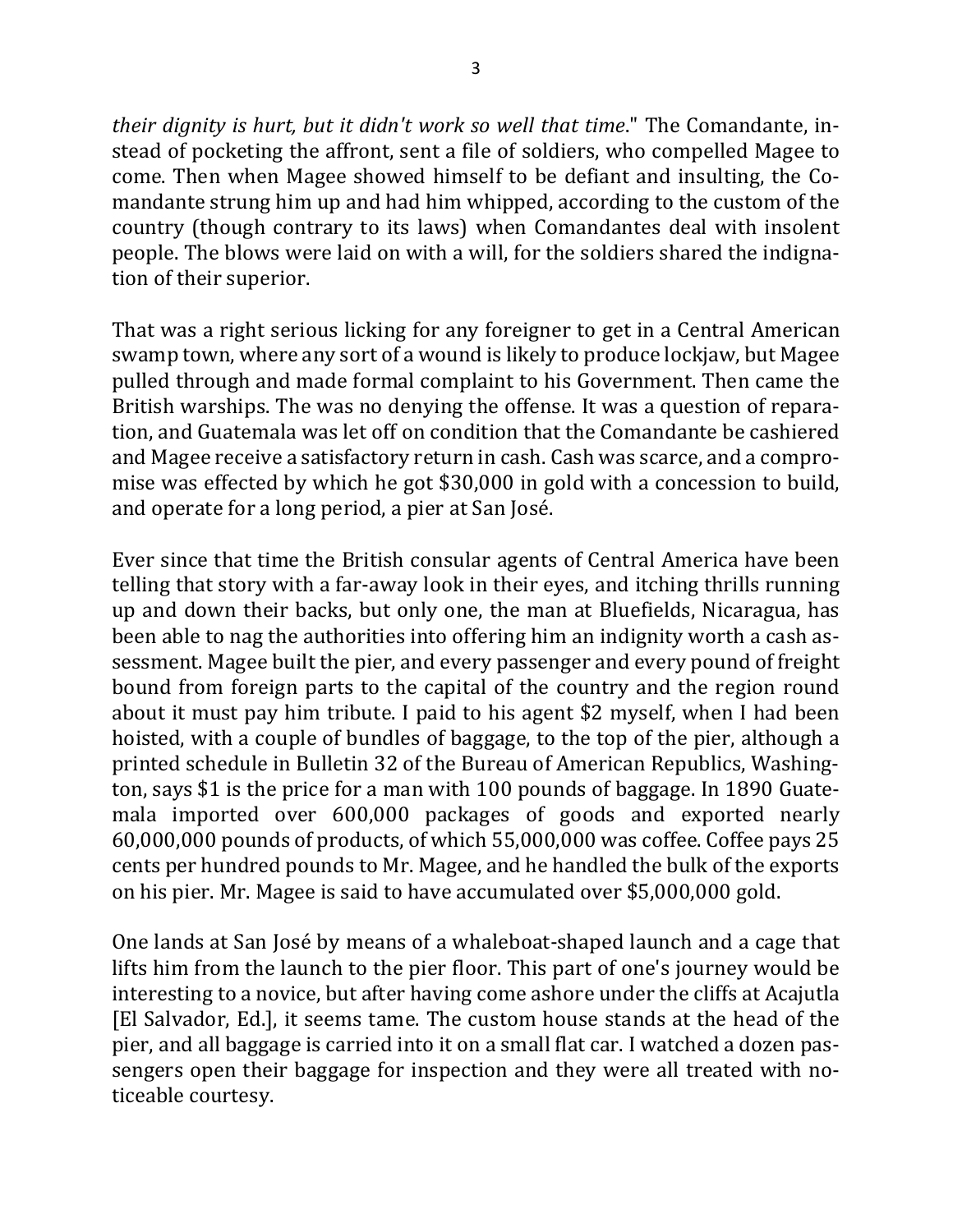*their dignity is hurt, but it didn't work so well that time*." The Comandante, instead of pocketing the affront, sent a file of soldiers, who compelled Magee to come. Then when Magee showed himself to be defiant and insulting, the Comandante strung him up and had him whipped, according to the custom of the country (though contrary to its laws) when Comandantes deal with insolent people. The blows were laid on with a will, for the soldiers shared the indignation of their superior.

That was a right serious licking for any foreigner to get in a Central American swamp town, where any sort of a wound is likely to produce lockjaw, but Magee pulled through and made formal complaint to his Government. Then came the British warships. The was no denying the offense. It was a question of reparation, and Guatemala was let off on condition that the Comandante be cashiered and Magee receive a satisfactory return in cash. Cash was scarce, and a compromise was effected by which he got $30,000 in gold with a concession to build, and operate for a long period, a pier at San José.

Ever since that time the British consular agents of Central America have been telling that story with a far-away look in their eyes, and itching thrills running up and down their backs, but only one, the man at Bluefields, Nicaragua, has been able to nag the authorities into offering him an indignity worth a cash assessment. Magee built the pier, and every passenger and every pound of freight bound from foreign parts to the capital of the country and the region round about it must pay him tribute. I paid to his agent $2 myself, when I had been hoisted, with a couple of bundles of baggage, to the top of the pier, although a printed schedule in Bulletin 32 of the Bureau of American Republics, Washington, says $1 is the price for a man with 100 pounds of baggage. In 1890 Guatemala imported over 600,000 packages of goods and exported nearly 60,000,000 pounds of products, of which 55,000,000 was coffee. Coffee pays 25 cents per hundred pounds to Mr. Magee, and he handled the bulk of the exports on his pier. Mr. Magee is said to have accumulated over $5,000,000 gold.

One lands at San José by means of a whaleboat-shaped launch and a cage that lifts him from the launch to the pier floor. This part of one's journey would be interesting to a novice, but after having come ashore under the cliffs at Acajutla [El Salvador, Ed.], it seems tame. The custom house stands at the head of the pier, and all baggage is carried into it on a small flat car. I watched a dozen passengers open their baggage for inspection and they were all treated with noticeable courtesy.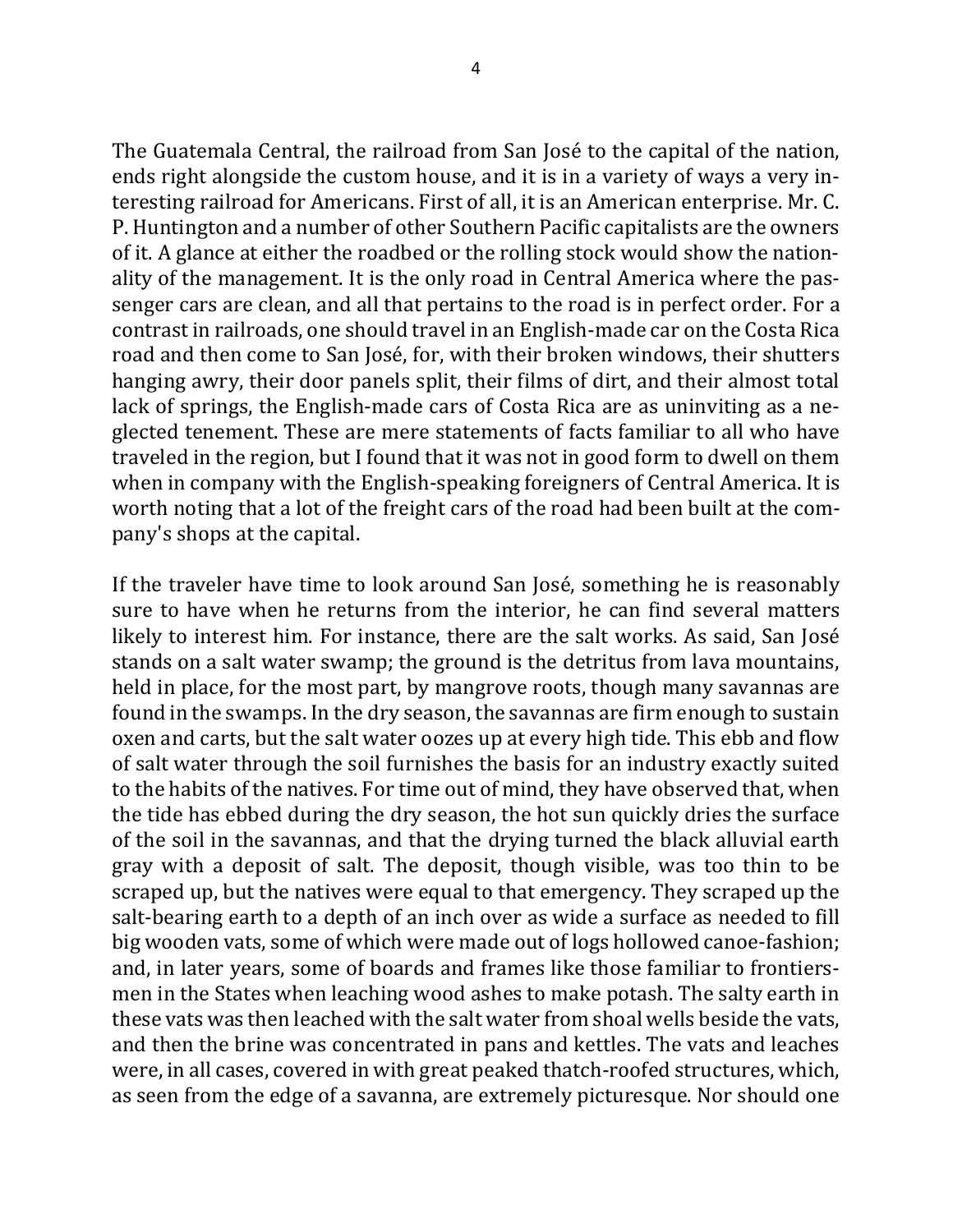The Guatemala Central, the railroad from San José to the capital of the nation, ends right alongside the custom house, and it is in a variety of ways a very interesting railroad for Americans. First of all, it is an American enterprise. Mr. C. P. Huntington and a number of other Southern Pacific capitalists are the owners of it. A glance at either the roadbed or the rolling stock would show the nationality of the management. It is the only road in Central America where the passenger cars are clean, and all that pertains to the road is in perfect order. For a contrast in railroads, one should travel in an English-made car on the Costa Rica road and then come to San José, for, with their broken windows, their shutters hanging awry, their door panels split, their films of dirt, and their almost total lack of springs, the English-made cars of Costa Rica are as uninviting as a neglected tenement. These are mere statements of facts familiar to all who have traveled in the region, but I found that it was not in good form to dwell on them when in company with the English-speaking foreigners of Central America. It is worth noting that a lot of the freight cars of the road had been built at the company's shops at the capital.

If the traveler have time to look around San José, something he is reasonably sure to have when he returns from the interior, he can find several matters likely to interest him. For instance, there are the salt works. As said, San José stands on a salt water swamp; the ground is the detritus from lava mountains, held in place, for the most part, by mangrove roots, though many savannas are found in the swamps. In the dry season, the savannas are firm enough to sustain oxen and carts, but the salt water oozes up at every high tide. This ebb and flow of salt water through the soil furnishes the basis for an industry exactly suited to the habits of the natives. For time out of mind, they have observed that, when the tide has ebbed during the dry season, the hot sun quickly dries the surface of the soil in the savannas, and that the drying turned the black alluvial earth gray with a deposit of salt. The deposit, though visible, was too thin to be scraped up, but the natives were equal to that emergency. They scraped up the salt-bearing earth to a depth of an inch over as wide a surface as needed to fill big wooden vats, some of which were made out of logs hollowed canoe-fashion; and, in later years, some of boards and frames like those familiar to frontiersmen in the States when leaching wood ashes to make potash. The salty earth in these vats was then leached with the salt water from shoal wells beside the vats, and then the brine was concentrated in pans and kettles. The vats and leaches were, in all cases, covered in with great peaked thatch-roofed structures, which, as seen from the edge of a savanna, are extremely picturesque. Nor should one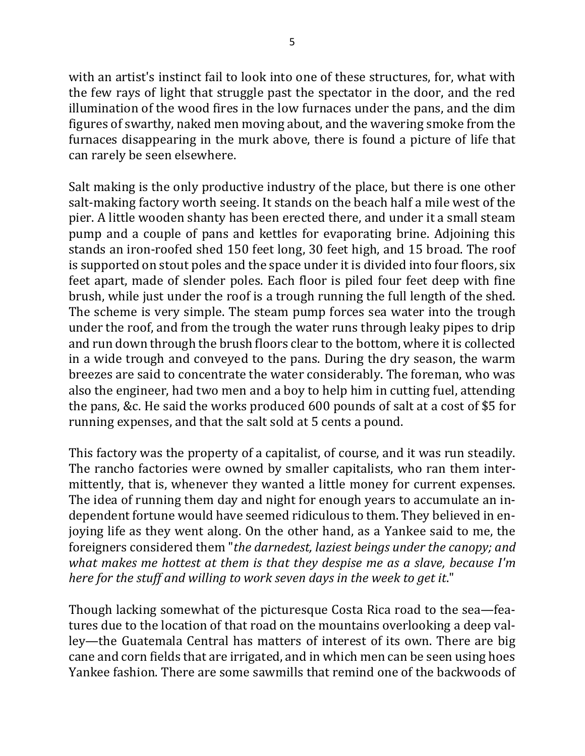with an artist's instinct fail to look into one of these structures, for, what with the few rays of light that struggle past the spectator in the door, and the red illumination of the wood fires in the low furnaces under the pans, and the dim figures of swarthy, naked men moving about, and the wavering smoke from the furnaces disappearing in the murk above, there is found a picture of life that can rarely be seen elsewhere.

Salt making is the only productive industry of the place, but there is one other salt-making factory worth seeing. It stands on the beach half a mile west of the pier. A little wooden shanty has been erected there, and under it a small steam pump and a couple of pans and kettles for evaporating brine. Adjoining this stands an iron-roofed shed 150 feet long, 30 feet high, and 15 broad. The roof is supported on stout poles and the space under it is divided into four floors, six feet apart, made of slender poles. Each floor is piled four feet deep with fine brush, while just under the roof is a trough running the full length of the shed. The scheme is very simple. The steam pump forces sea water into the trough under the roof, and from the trough the water runs through leaky pipes to drip and run down through the brush floors clear to the bottom, where it is collected in a wide trough and conveyed to the pans. During the dry season, the warm breezes are said to concentrate the water considerably. The foreman, who was also the engineer, had two men and a boy to help him in cutting fuel, attending the pans, &c. He said the works produced 600 pounds of salt at a cost of $5 for running expenses, and that the salt sold at 5 cents a pound.

This factory was the property of a capitalist, of course, and it was run steadily. The rancho factories were owned by smaller capitalists, who ran them intermittently, that is, whenever they wanted a little money for current expenses. The idea of running them day and night for enough years to accumulate an independent fortune would have seemed ridiculous to them. They believed in enjoying life as they went along. On the other hand, as a Yankee said to me, the foreigners considered them "*the darnedest, laziest beings under the canopy; and what makes me hottest at them is that they despise me as a slave, because I'm here for the stuff and willing to work seven days in the week to get it*."

Though lacking somewhat of the picturesque Costa Rica road to the sea—features due to the location of that road on the mountains overlooking a deep valley—the Guatemala Central has matters of interest of its own. There are big cane and corn fields that are irrigated, and in which men can be seen using hoes Yankee fashion. There are some sawmills that remind one of the backwoods of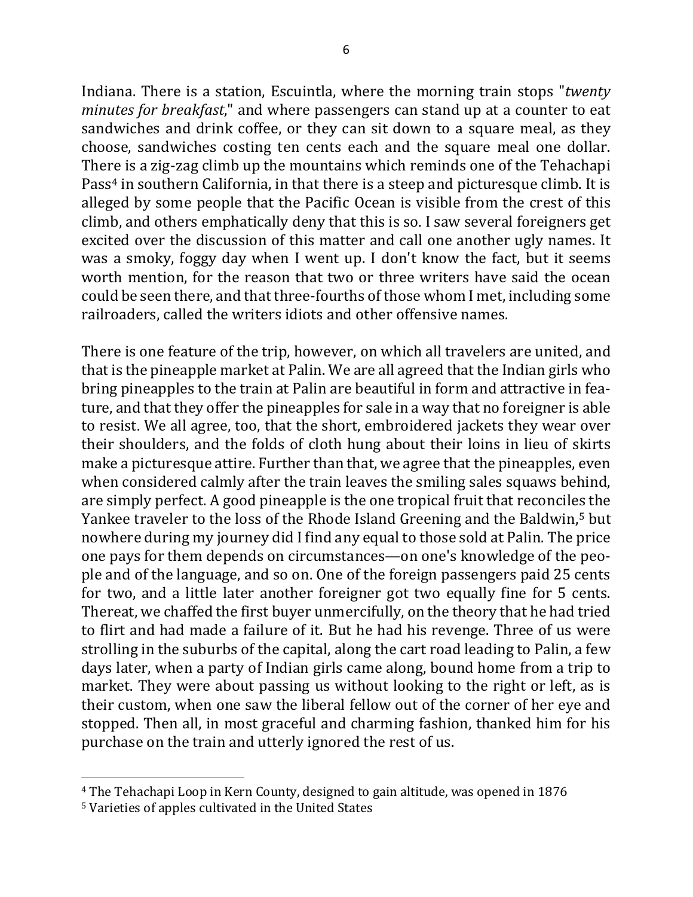Indiana. There is a station, Escuintla, where the morning train stops "*twenty minutes for breakfast*," and where passengers can stand up at a counter to eat sandwiches and drink coffee, or they can sit down to a square meal, as they choose, sandwiches costing ten cents each and the square meal one dollar. There is a zig-zag climb up the mountains which reminds one of the Tehachapi Pass[4] in southern California, in that there is a steep and picturesque climb. It is alleged by some people that the Pacific Ocean is visible from the crest of this climb, and others emphatically deny that this is so. I saw several foreigners get excited over the discussion of this matter and call one another ugly names. It was a smoky, foggy day when I went up. I don't know the fact, but it seems worth mention, for the reason that two or three writers have said the ocean could be seen there, and that three-fourths of those whom I met, including some railroaders, called the writers idiots and other offensive names.

There is one feature of the trip, however, on which all travelers are united, and that is the pineapple market at Palin. We are all agreed that the Indian girls who bring pineapples to the train at Palin are beautiful in form and attractive in feature, and that they offer the pineapples for sale in a way that no foreigner is able to resist. We all agree, too, that the short, embroidered jackets they wear over their shoulders, and the folds of cloth hung about their loins in lieu of skirts make a picturesque attire. Further than that, we agree that the pineapples, even when considered calmly after the train leaves the smiling sales squaws behind, are simply perfect. A good pineapple is the one tropical fruit that reconciles the Yankee traveler to the loss of the Rhode Island Greening and the Baldwin,[5] but nowhere during my journey did I find any equal to those sold at Palin. The price one pays for them depends on circumstances—on one's knowledge of the people and of the language, and so on. One of the foreign passengers paid 25 cents for two, and a little later another foreigner got two equally fine for 5 cents. Thereat, we chaffed the first buyer unmercifully, on the theory that he had tried to flirt and had made a failure of it. But he had his revenge. Three of us were strolling in the suburbs of the capital, along the cart road leading to Palin, a few days later, when a party of Indian girls came along, bound home from a trip to market. They were about passing us without looking to the right or left, as is their custom, when one saw the liberal fellow out of the corner of her eye and stopped. Then all, in most graceful and charming fashion, thanked him for his purchase on the train and utterly ignored the rest of us.

---

[4] The Tehachapi Loop in Kern County, designed to gain altitude, was opened in 1876

[5] Varieties of apples cultivated in the United States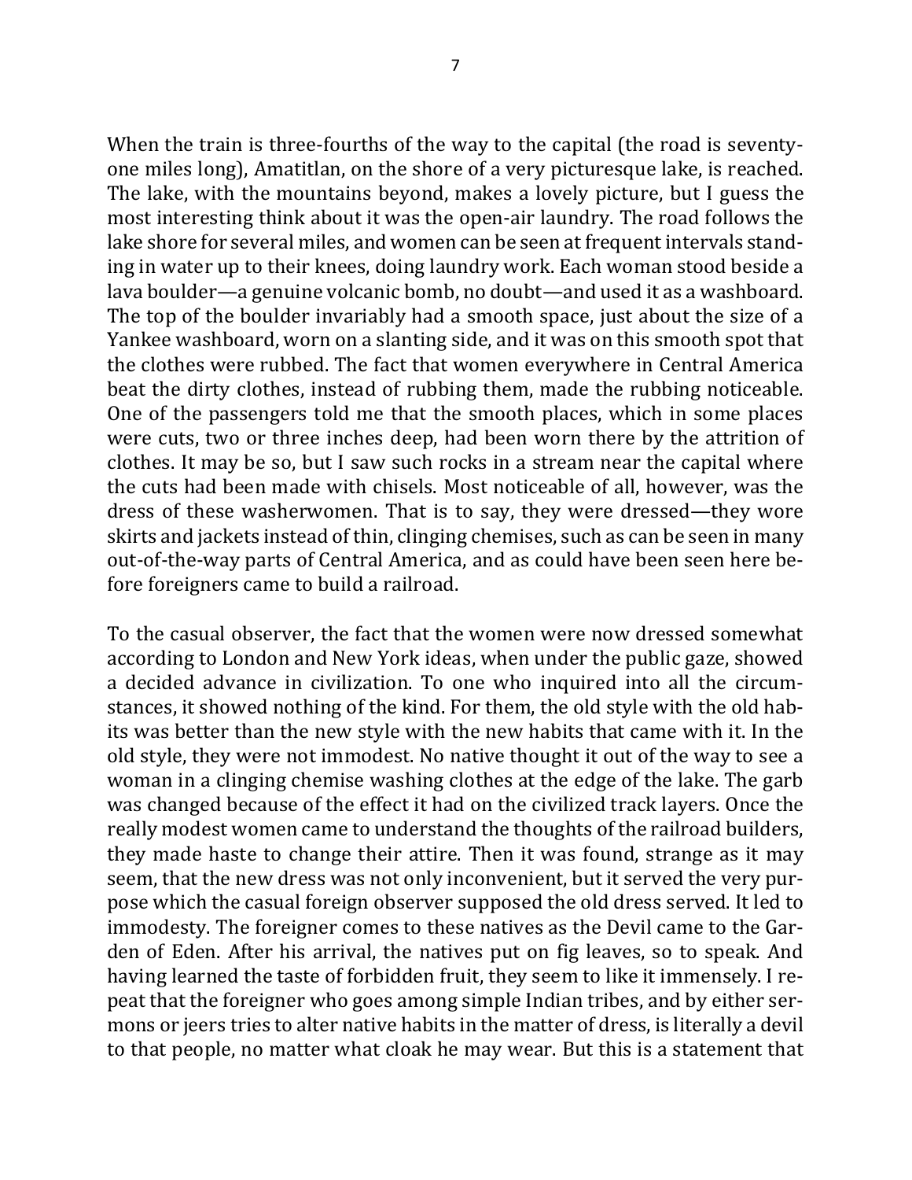When the train is three-fourths of the way to the capital (the road is seventy-one miles long), Amatitlan, on the shore of a very picturesque lake, is reached. The lake, with the mountains beyond, makes a lovely picture, but I guess the most interesting think about it was the open-air laundry. The road follows the lake shore for several miles, and women can be seen at frequent intervals standing in water up to their knees, doing laundry work. Each woman stood beside a lava boulder—a genuine volcanic bomb, no doubt—and used it as a washboard. The top of the boulder invariably had a smooth space, just about the size of a Yankee washboard, worn on a slanting side, and it was on this smooth spot that the clothes were rubbed. The fact that women everywhere in Central America beat the dirty clothes, instead of rubbing them, made the rubbing noticeable. One of the passengers told me that the smooth places, which in some places were cuts, two or three inches deep, had been worn there by the attrition of clothes. It may be so, but I saw such rocks in a stream near the capital where the cuts had been made with chisels. Most noticeable of all, however, was the dress of these washerwomen. That is to say, they were dressed—they wore skirts and jackets instead of thin, clinging chemises, such as can be seen in many out-of-the-way parts of Central America, and as could have been seen here before foreigners came to build a railroad.

To the casual observer, the fact that the women were now dressed somewhat according to London and New York ideas, when under the public gaze, showed a decided advance in civilization. To one who inquired into all the circumstances, it showed nothing of the kind. For them, the old style with the old habits was better than the new style with the new habits that came with it. In the old style, they were not immodest. No native thought it out of the way to see a woman in a clinging chemise washing clothes at the edge of the lake. The garb was changed because of the effect it had on the civilized track layers. Once the really modest women came to understand the thoughts of the railroad builders, they made haste to change their attire. Then it was found, strange as it may seem, that the new dress was not only inconvenient, but it served the very purpose which the casual foreign observer supposed the old dress served. It led to immodesty. The foreigner comes to these natives as the Devil came to the Garden of Eden. After his arrival, the natives put on fig leaves, so to speak. And having learned the taste of forbidden fruit, they seem to like it immensely. I repeat that the foreigner who goes among simple Indian tribes, and by either sermons or jeers tries to alter native habits in the matter of dress, is literally a devil to that people, no matter what cloak he may wear. But this is a statement that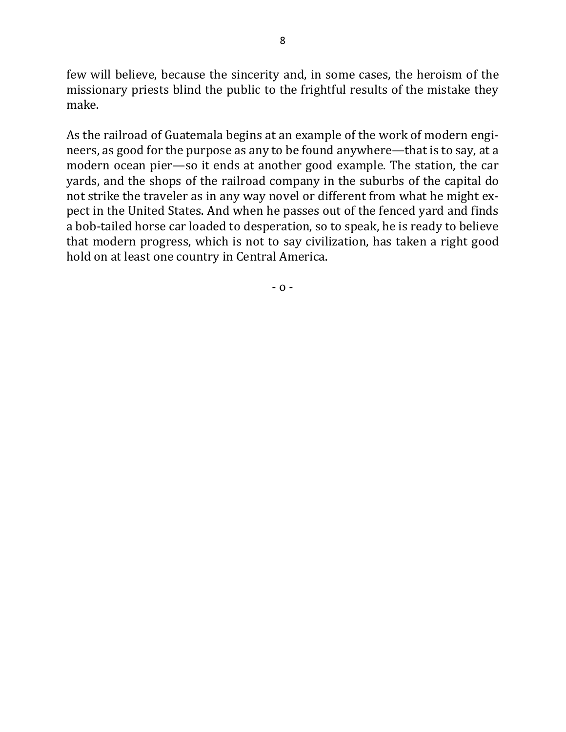few will believe, because the sincerity and, in some cases, the heroism of the missionary priests blind the public to the frightful results of the mistake they make.

As the railroad of Guatemala begins at an example of the work of modern engineers, as good for the purpose as any to be found anywhere—that is to say, at a modern ocean pier—so it ends at another good example. The station, the car yards, and the shops of the railroad company in the suburbs of the capital do not strike the traveler as in any way novel or different from what he might expect in the United States. And when he passes out of the fenced yard and finds a bob-tailed horse car loaded to desperation, so to speak, he is ready to believe that modern progress, which is not to say civilization, has taken a right good hold on at least one country in Central America.

- o -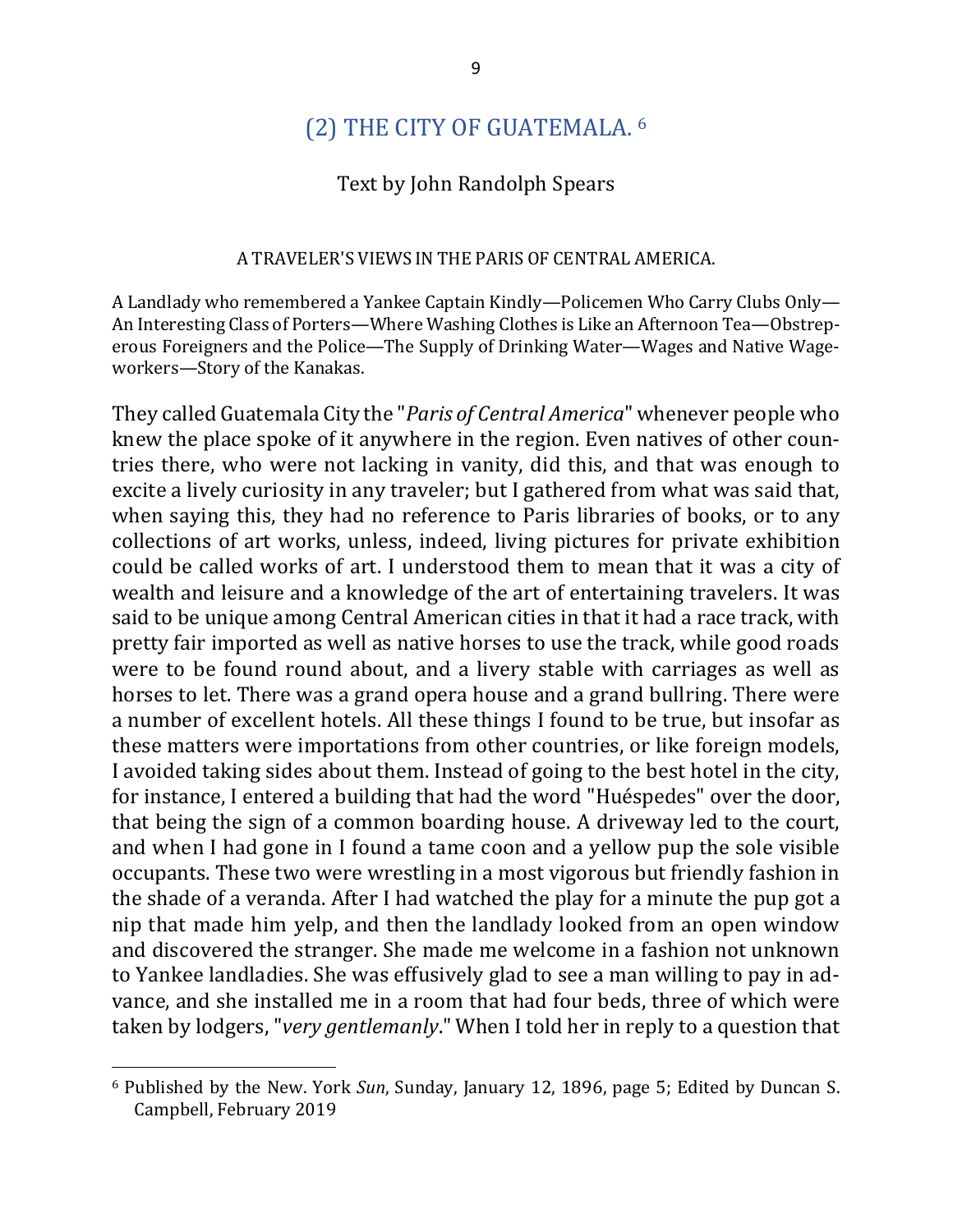## (2) THE CITY OF GUATEMALA. [6]

Text by John Randolph Spears

A TRAVELER'S VIEWS IN THE PARIS OF CENTRAL AMERICA.

A Landlady who remembered a Yankee Captain Kindly—Policemen Who Carry Clubs Only—An Interesting Class of Porters—Where Washing Clothes is Like an Afternoon Tea—Obstreperous Foreigners and the Police—The Supply of Drinking Water—Wages and Native Wage-workers—Story of the Kanakas.

They called Guatemala City the "*Paris of Central America*" whenever people who knew the place spoke of it anywhere in the region. Even natives of other countries there, who were not lacking in vanity, did this, and that was enough to excite a lively curiosity in any traveler; but I gathered from what was said that, when saying this, they had no reference to Paris libraries of books, or to any collections of art works, unless, indeed, living pictures for private exhibition could be called works of art. I understood them to mean that it was a city of wealth and leisure and a knowledge of the art of entertaining travelers. It was said to be unique among Central American cities in that it had a race track, with pretty fair imported as well as native horses to use the track, while good roads were to be found round about, and a livery stable with carriages as well as horses to let. There was a grand opera house and a grand bullring. There were a number of excellent hotels. All these things I found to be true, but insofar as these matters were importations from other countries, or like foreign models, I avoided taking sides about them. Instead of going to the best hotel in the city, for instance, I entered a building that had the word "Huéspedes" over the door, that being the sign of a common boarding house. A driveway led to the court, and when I had gone in I found a tame coon and a yellow pup the sole visible occupants. These two were wrestling in a most vigorous but friendly fashion in the shade of a veranda. After I had watched the play for a minute the pup got a nip that made him yelp, and then the landlady looked from an open window and discovered the stranger. She made me welcome in a fashion not unknown to Yankee landladies. She was effusively glad to see a man willing to pay in advance, and she installed me in a room that had four beds, three of which were taken by lodgers, "*very gentlemanly*." When I told her in reply to a question that

[6] Published by the New. York *Sun*, Sunday, January 12, 1896, page 5; Edited by Duncan S. Campbell, February 2019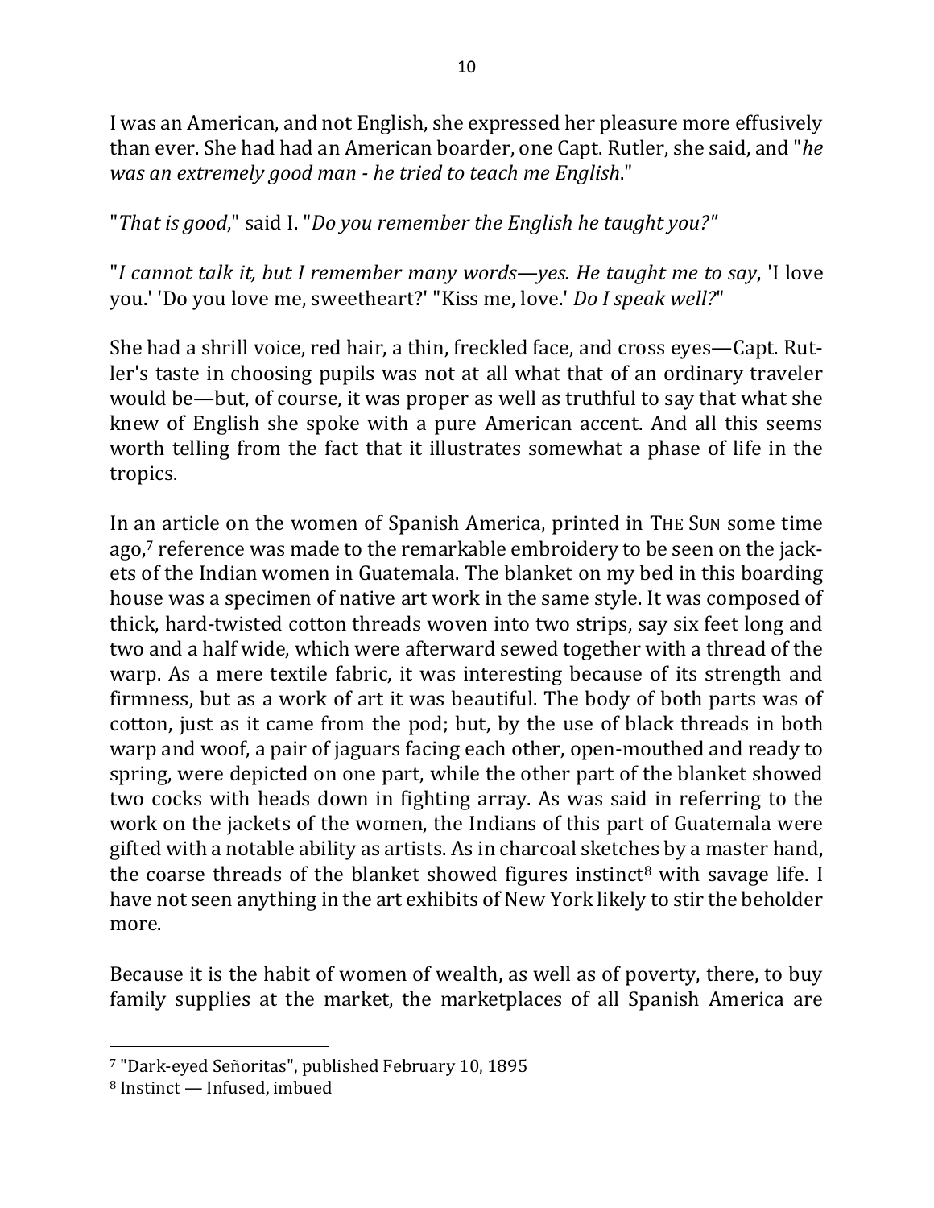I was an American, and not English, she expressed her pleasure more effusively than ever. She had had an American boarder, one Capt. Rutler, she said, and "*he was an extremely good man - he tried to teach me English*."

"*That is good*," said I. "*Do you remember the English he taught you?"*

"*I cannot talk it, but I remember many words—yes. He taught me to say*, 'I love you.' 'Do you love me, sweetheart?' "Kiss me, love.' *Do I speak well?*"

She had a shrill voice, red hair, a thin, freckled face, and cross eyes—Capt. Rutler's taste in choosing pupils was not at all what that of an ordinary traveler would be—but, of course, it was proper as well as truthful to say that what she knew of English she spoke with a pure American accent. And all this seems worth telling from the fact that it illustrates somewhat a phase of life in the tropics.

In an article on the women of Spanish America, printed in THE SUN some time ago,[7] reference was made to the remarkable embroidery to be seen on the jackets of the Indian women in Guatemala. The blanket on my bed in this boarding house was a specimen of native art work in the same style. It was composed of thick, hard-twisted cotton threads woven into two strips, say six feet long and two and a half wide, which were afterward sewed together with a thread of the warp. As a mere textile fabric, it was interesting because of its strength and firmness, but as a work of art it was beautiful. The body of both parts was of cotton, just as it came from the pod; but, by the use of black threads in both warp and woof, a pair of jaguars facing each other, open-mouthed and ready to spring, were depicted on one part, while the other part of the blanket showed two cocks with heads down in fighting array. As was said in referring to the work on the jackets of the women, the Indians of this part of Guatemala were gifted with a notable ability as artists. As in charcoal sketches by a master hand, the coarse threads of the blanket showed figures instinct[8] with savage life. I have not seen anything in the art exhibits of New York likely to stir the beholder more.

Because it is the habit of women of wealth, as well as of poverty, there, to buy family supplies at the market, the marketplaces of all Spanish America are

---

[7] "Dark-eyed Señoritas", published February 10, 1895

[8] Instinct — Infused, imbued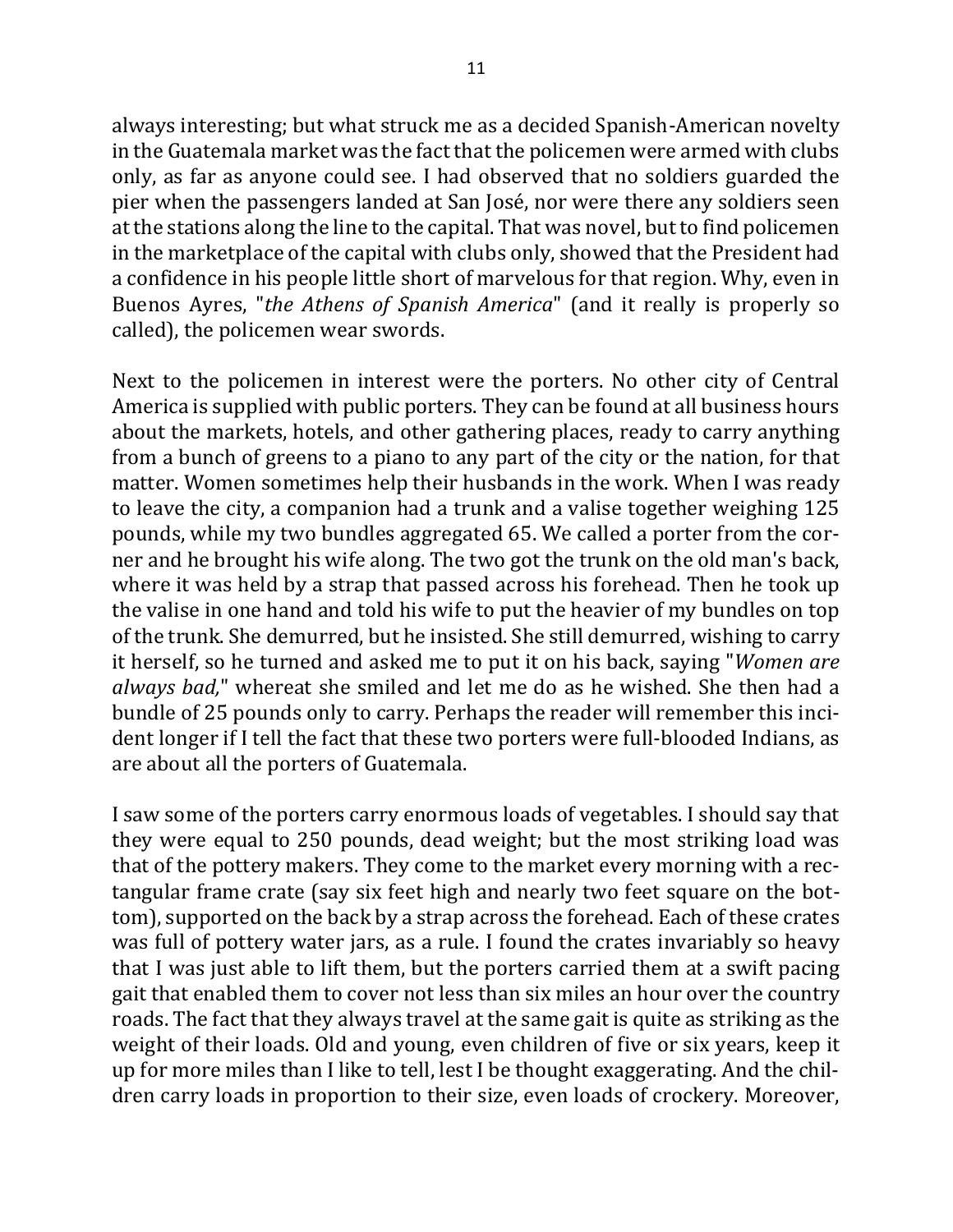always interesting; but what struck me as a decided Spanish-American novelty in the Guatemala market was the fact that the policemen were armed with clubs only, as far as anyone could see. I had observed that no soldiers guarded the pier when the passengers landed at San José, nor were there any soldiers seen at the stations along the line to the capital. That was novel, but to find policemen in the marketplace of the capital with clubs only, showed that the President had a confidence in his people little short of marvelous for that region. Why, even in Buenos Ayres, "*the Athens of Spanish America*" (and it really is properly so called), the policemen wear swords.

Next to the policemen in interest were the porters. No other city of Central America is supplied with public porters. They can be found at all business hours about the markets, hotels, and other gathering places, ready to carry anything from a bunch of greens to a piano to any part of the city or the nation, for that matter. Women sometimes help their husbands in the work. When I was ready to leave the city, a companion had a trunk and a valise together weighing 125 pounds, while my two bundles aggregated 65. We called a porter from the corner and he brought his wife along. The two got the trunk on the old man's back, where it was held by a strap that passed across his forehead. Then he took up the valise in one hand and told his wife to put the heavier of my bundles on top of the trunk. She demurred, but he insisted. She still demurred, wishing to carry it herself, so he turned and asked me to put it on his back, saying "*Women are always bad,*" whereat she smiled and let me do as he wished. She then had a bundle of 25 pounds only to carry. Perhaps the reader will remember this incident longer if I tell the fact that these two porters were full-blooded Indians, as are about all the porters of Guatemala.

I saw some of the porters carry enormous loads of vegetables. I should say that they were equal to 250 pounds, dead weight; but the most striking load was that of the pottery makers. They come to the market every morning with a rectangular frame crate (say six feet high and nearly two feet square on the bottom), supported on the back by a strap across the forehead. Each of these crates was full of pottery water jars, as a rule. I found the crates invariably so heavy that I was just able to lift them, but the porters carried them at a swift pacing gait that enabled them to cover not less than six miles an hour over the country roads. The fact that they always travel at the same gait is quite as striking as the weight of their loads. Old and young, even children of five or six years, keep it up for more miles than I like to tell, lest I be thought exaggerating. And the children carry loads in proportion to their size, even loads of crockery. Moreover,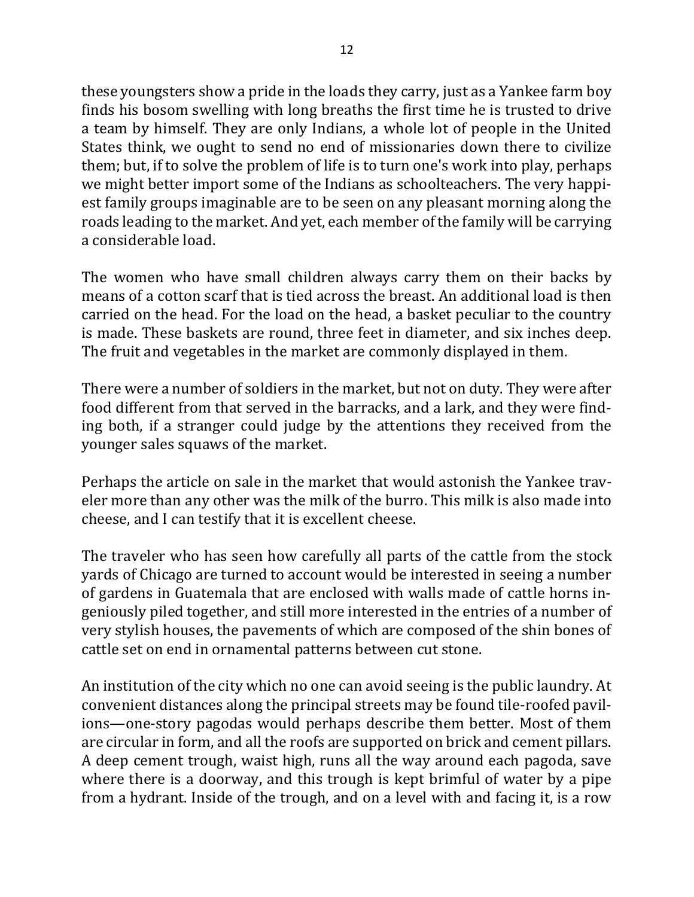these youngsters show a pride in the loads they carry, just as a Yankee farm boy finds his bosom swelling with long breaths the first time he is trusted to drive a team by himself. They are only Indians, a whole lot of people in the United States think, we ought to send no end of missionaries down there to civilize them; but, if to solve the problem of life is to turn one's work into play, perhaps we might better import some of the Indians as schoolteachers. The very happiest family groups imaginable are to be seen on any pleasant morning along the roads leading to the market. And yet, each member of the family will be carrying a considerable load.

The women who have small children always carry them on their backs by means of a cotton scarf that is tied across the breast. An additional load is then carried on the head. For the load on the head, a basket peculiar to the country is made. These baskets are round, three feet in diameter, and six inches deep. The fruit and vegetables in the market are commonly displayed in them.

There were a number of soldiers in the market, but not on duty. They were after food different from that served in the barracks, and a lark, and they were finding both, if a stranger could judge by the attentions they received from the younger sales squaws of the market.

Perhaps the article on sale in the market that would astonish the Yankee traveler more than any other was the milk of the burro. This milk is also made into cheese, and I can testify that it is excellent cheese.

The traveler who has seen how carefully all parts of the cattle from the stock yards of Chicago are turned to account would be interested in seeing a number of gardens in Guatemala that are enclosed with walls made of cattle horns ingeniously piled together, and still more interested in the entries of a number of very stylish houses, the pavements of which are composed of the shin bones of cattle set on end in ornamental patterns between cut stone.

An institution of the city which no one can avoid seeing is the public laundry. At convenient distances along the principal streets may be found tile-roofed pavilions—one-story pagodas would perhaps describe them better. Most of them are circular in form, and all the roofs are supported on brick and cement pillars. A deep cement trough, waist high, runs all the way around each pagoda, save where there is a doorway, and this trough is kept brimful of water by a pipe from a hydrant. Inside of the trough, and on a level with and facing it, is a row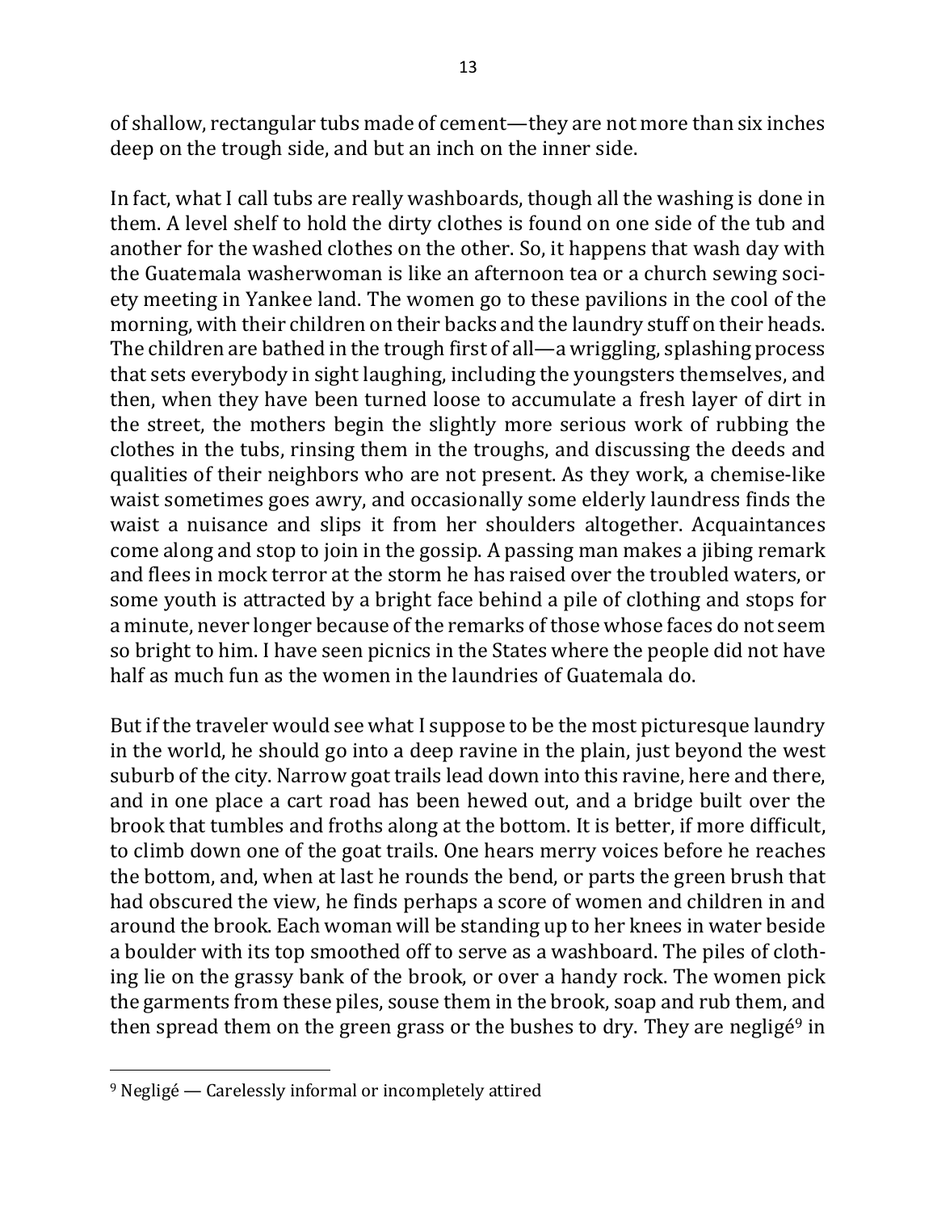of shallow, rectangular tubs made of cement—they are not more than six inches deep on the trough side, and but an inch on the inner side.

In fact, what I call tubs are really washboards, though all the washing is done in them. A level shelf to hold the dirty clothes is found on one side of the tub and another for the washed clothes on the other. So, it happens that wash day with the Guatemala washerwoman is like an afternoon tea or a church sewing society meeting in Yankee land. The women go to these pavilions in the cool of the morning, with their children on their backs and the laundry stuff on their heads. The children are bathed in the trough first of all—a wriggling, splashing process that sets everybody in sight laughing, including the youngsters themselves, and then, when they have been turned loose to accumulate a fresh layer of dirt in the street, the mothers begin the slightly more serious work of rubbing the clothes in the tubs, rinsing them in the troughs, and discussing the deeds and qualities of their neighbors who are not present. As they work, a chemise-like waist sometimes goes awry, and occasionally some elderly laundress finds the waist a nuisance and slips it from her shoulders altogether. Acquaintances come along and stop to join in the gossip. A passing man makes a jibing remark and flees in mock terror at the storm he has raised over the troubled waters, or some youth is attracted by a bright face behind a pile of clothing and stops for a minute, never longer because of the remarks of those whose faces do not seem so bright to him. I have seen picnics in the States where the people did not have half as much fun as the women in the laundries of Guatemala do.

But if the traveler would see what I suppose to be the most picturesque laundry in the world, he should go into a deep ravine in the plain, just beyond the west suburb of the city. Narrow goat trails lead down into this ravine, here and there, and in one place a cart road has been hewed out, and a bridge built over the brook that tumbles and froths along at the bottom. It is better, if more difficult, to climb down one of the goat trails. One hears merry voices before he reaches the bottom, and, when at last he rounds the bend, or parts the green brush that had obscured the view, he finds perhaps a score of women and children in and around the brook. Each woman will be standing up to her knees in water beside a boulder with its top smoothed off to serve as a washboard. The piles of clothing lie on the grassy bank of the brook, or over a handy rock. The women pick the garments from these piles, souse them in the brook, soap and rub them, and then spread them on the green grass or the bushes to dry. They are negligé[9] in

[9] Negligé — Carelessly informal or incompletely attired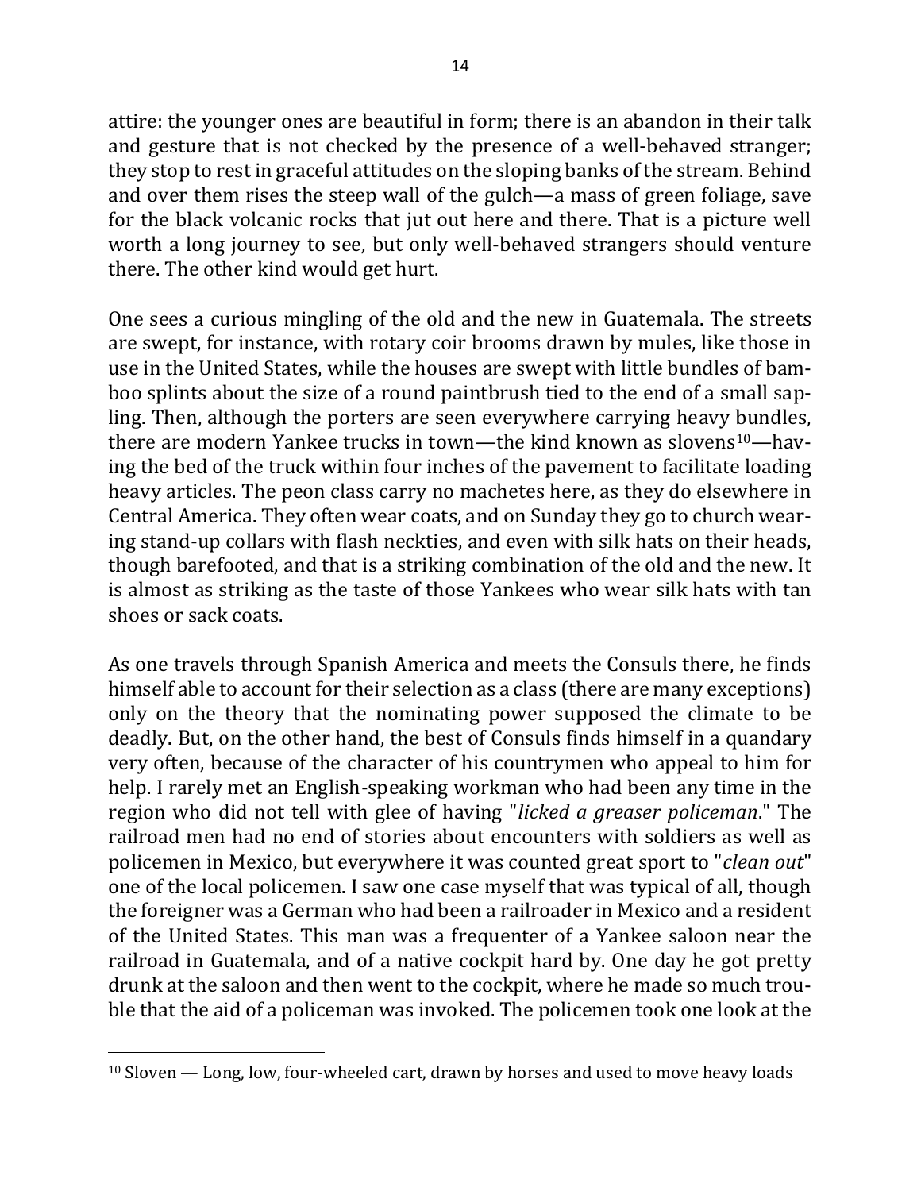attire: the younger ones are beautiful in form; there is an abandon in their talk and gesture that is not checked by the presence of a well-behaved stranger; they stop to rest in graceful attitudes on the sloping banks of the stream. Behind and over them rises the steep wall of the gulch—a mass of green foliage, save for the black volcanic rocks that jut out here and there. That is a picture well worth a long journey to see, but only well-behaved strangers should venture there. The other kind would get hurt.

One sees a curious mingling of the old and the new in Guatemala. The streets are swept, for instance, with rotary coir brooms drawn by mules, like those in use in the United States, while the houses are swept with little bundles of bamboo splints about the size of a round paintbrush tied to the end of a small sapling. Then, although the porters are seen everywhere carrying heavy bundles, there are modern Yankee trucks in town—the kind known as slovens[10]—having the bed of the truck within four inches of the pavement to facilitate loading heavy articles. The peon class carry no machetes here, as they do elsewhere in Central America. They often wear coats, and on Sunday they go to church wearing stand-up collars with flash neckties, and even with silk hats on their heads, though barefooted, and that is a striking combination of the old and the new. It is almost as striking as the taste of those Yankees who wear silk hats with tan shoes or sack coats.

As one travels through Spanish America and meets the Consuls there, he finds himself able to account for their selection as a class (there are many exceptions) only on the theory that the nominating power supposed the climate to be deadly. But, on the other hand, the best of Consuls finds himself in a quandary very often, because of the character of his countrymen who appeal to him for help. I rarely met an English-speaking workman who had been any time in the region who did not tell with glee of having "*licked a greaser policeman*." The railroad men had no end of stories about encounters with soldiers as well as policemen in Mexico, but everywhere it was counted great sport to "*clean out*" one of the local policemen. I saw one case myself that was typical of all, though the foreigner was a German who had been a railroader in Mexico and a resident of the United States. This man was a frequenter of a Yankee saloon near the railroad in Guatemala, and of a native cockpit hard by. One day he got pretty drunk at the saloon and then went to the cockpit, where he made so much trouble that the aid of a policeman was invoked. The policemen took one look at the

[10] Sloven — Long, low, four-wheeled cart, drawn by horses and used to move heavy loads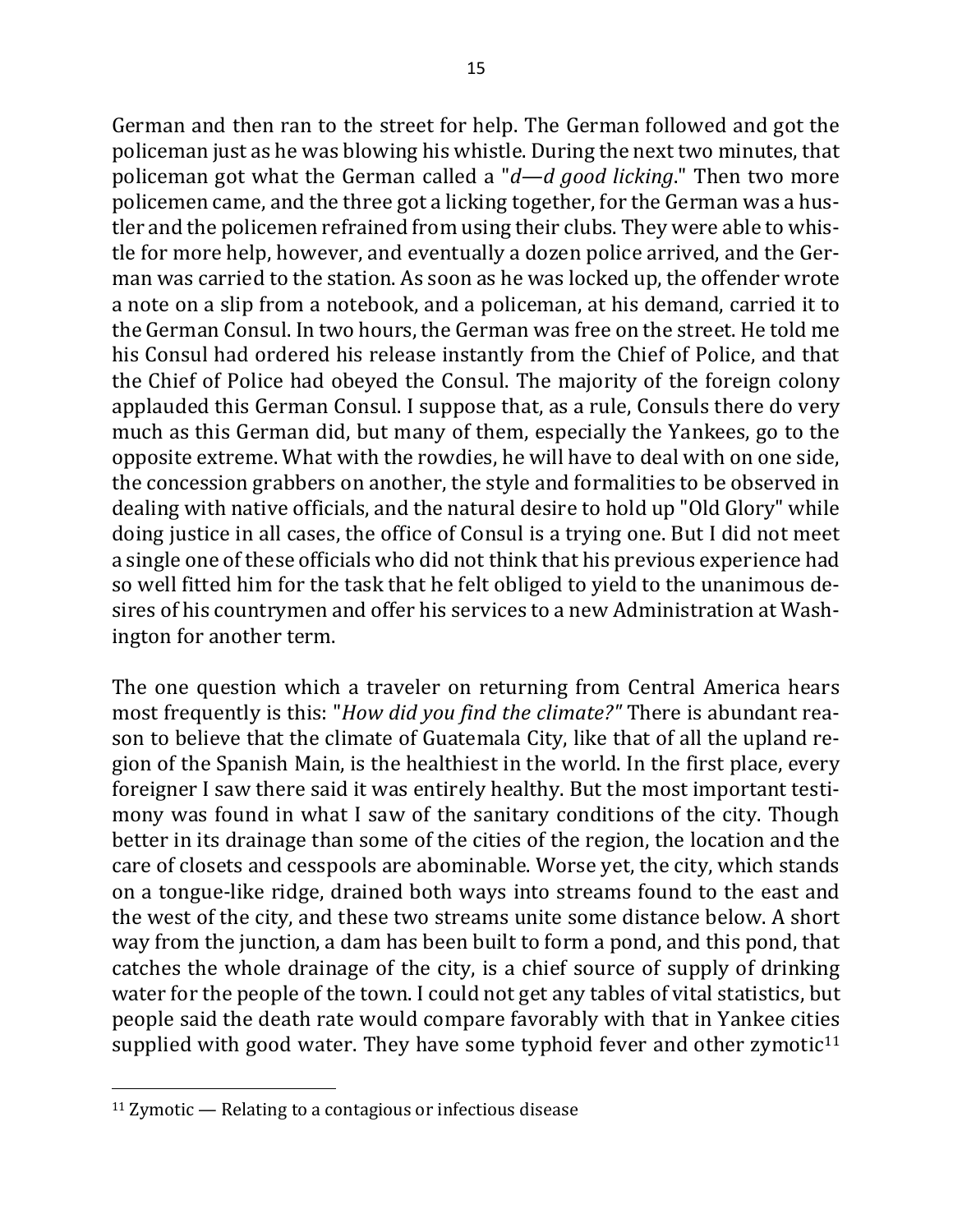German and then ran to the street for help. The German followed and got the policeman just as he was blowing his whistle. During the next two minutes, that policeman got what the German called a "*d—d good licking*." Then two more policemen came, and the three got a licking together, for the German was a hustler and the policemen refrained from using their clubs. They were able to whistle for more help, however, and eventually a dozen police arrived, and the German was carried to the station. As soon as he was locked up, the offender wrote a note on a slip from a notebook, and a policeman, at his demand, carried it to the German Consul. In two hours, the German was free on the street. He told me his Consul had ordered his release instantly from the Chief of Police, and that the Chief of Police had obeyed the Consul. The majority of the foreign colony applauded this German Consul. I suppose that, as a rule, Consuls there do very much as this German did, but many of them, especially the Yankees, go to the opposite extreme. What with the rowdies, he will have to deal with on one side, the concession grabbers on another, the style and formalities to be observed in dealing with native officials, and the natural desire to hold up "Old Glory" while doing justice in all cases, the office of Consul is a trying one. But I did not meet a single one of these officials who did not think that his previous experience had so well fitted him for the task that he felt obliged to yield to the unanimous desires of his countrymen and offer his services to a new Administration at Washington for another term.

The one question which a traveler on returning from Central America hears most frequently is this: "*How did you find the climate?*" There is abundant reason to believe that the climate of Guatemala City, like that of all the upland region of the Spanish Main, is the healthiest in the world. In the first place, every foreigner I saw there said it was entirely healthy. But the most important testimony was found in what I saw of the sanitary conditions of the city. Though better in its drainage than some of the cities of the region, the location and the care of closets and cesspools are abominable. Worse yet, the city, which stands on a tongue-like ridge, drained both ways into streams found to the east and the west of the city, and these two streams unite some distance below. A short way from the junction, a dam has been built to form a pond, and this pond, that catches the whole drainage of the city, is a chief source of supply of drinking water for the people of the town. I could not get any tables of vital statistics, but people said the death rate would compare favorably with that in Yankee cities supplied with good water. They have some typhoid fever and other zymotic[11]

---

[11] Zymotic — Relating to a contagious or infectious disease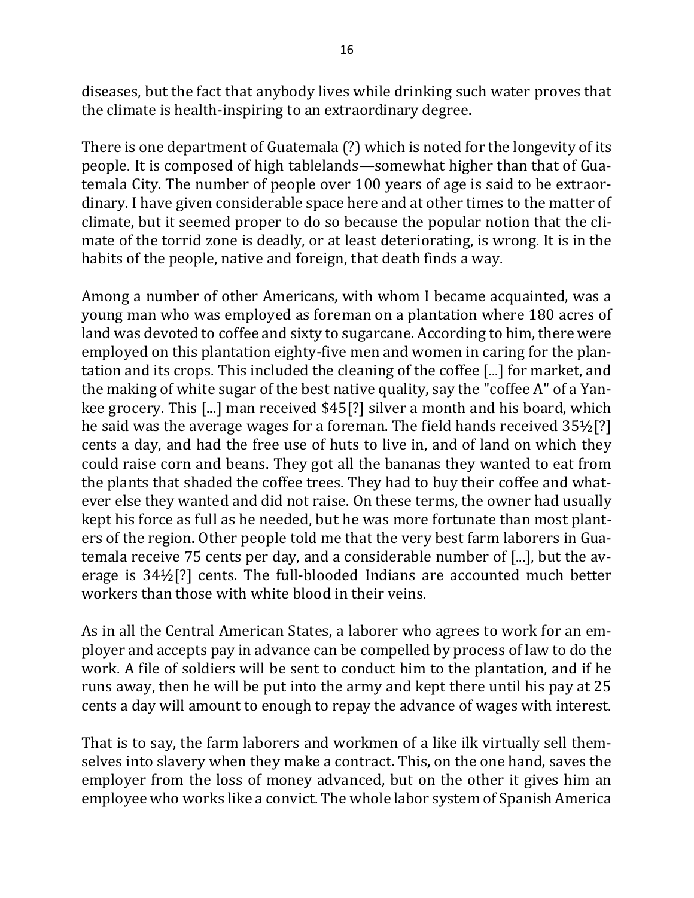diseases, but the fact that anybody lives while drinking such water proves that the climate is health-inspiring to an extraordinary degree.

There is one department of Guatemala (?) which is noted for the longevity of its people. It is composed of high tablelands—somewhat higher than that of Guatemala City. The number of people over 100 years of age is said to be extraordinary. I have given considerable space here and at other times to the matter of climate, but it seemed proper to do so because the popular notion that the climate of the torrid zone is deadly, or at least deteriorating, is wrong. It is in the habits of the people, native and foreign, that death finds a way.

Among a number of other Americans, with whom I became acquainted, was a young man who was employed as foreman on a plantation where 180 acres of land was devoted to coffee and sixty to sugarcane. According to him, there were employed on this plantation eighty-five men and women in caring for the plantation and its crops. This included the cleaning of the coffee [...] for market, and the making of white sugar of the best native quality, say the "coffee A" of a Yankee grocery. This [...] man received $45[?] silver a month and his board, which he said was the average wages for a foreman. The field hands received 35½[?] cents a day, and had the free use of huts to live in, and of land on which they could raise corn and beans. They got all the bananas they wanted to eat from the plants that shaded the coffee trees. They had to buy their coffee and whatever else they wanted and did not raise. On these terms, the owner had usually kept his force as full as he needed, but he was more fortunate than most planters of the region. Other people told me that the very best farm laborers in Guatemala receive 75 cents per day, and a considerable number of [...], but the average is 34½[?] cents. The full-blooded Indians are accounted much better workers than those with white blood in their veins.

As in all the Central American States, a laborer who agrees to work for an employer and accepts pay in advance can be compelled by process of law to do the work. A file of soldiers will be sent to conduct him to the plantation, and if he runs away, then he will be put into the army and kept there until his pay at 25 cents a day will amount to enough to repay the advance of wages with interest.

That is to say, the farm laborers and workmen of a like ilk virtually sell themselves into slavery when they make a contract. This, on the one hand, saves the employer from the loss of money advanced, but on the other it gives him an employee who works like a convict. The whole labor system of Spanish America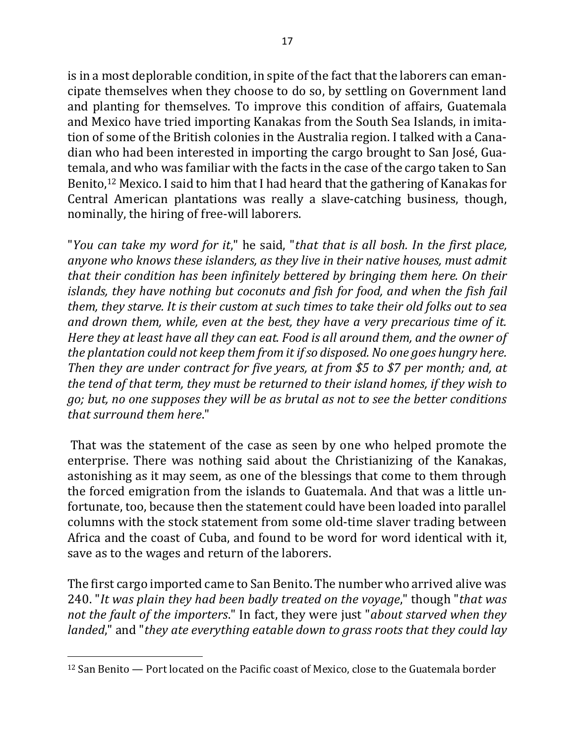is in a most deplorable condition, in spite of the fact that the laborers can emancipate themselves when they choose to do so, by settling on Government land and planting for themselves. To improve this condition of affairs, Guatemala and Mexico have tried importing Kanakas from the South Sea Islands, in imitation of some of the British colonies in the Australia region. I talked with a Canadian who had been interested in importing the cargo brought to San José, Guatemala, and who was familiar with the facts in the case of the cargo taken to San Benito,[12] Mexico. I said to him that I had heard that the gathering of Kanakas for Central American plantations was really a slave-catching business, though, nominally, the hiring of free-will laborers.

"*You can take my word for it*," he said, "*that that is all bosh. In the first place, anyone who knows these islanders, as they live in their native houses, must admit that their condition has been infinitely bettered by bringing them here. On their islands, they have nothing but coconuts and fish for food, and when the fish fail them, they starve. It is their custom at such times to take their old folks out to sea and drown them, while, even at the best, they have a very precarious time of it. Here they at least have all they can eat. Food is all around them, and the owner of the plantation could not keep them from it if so disposed. No one goes hungry here. Then they are under contract for five years, at from $5 to $7 per month; and, at the tend of that term, they must be returned to their island homes, if they wish to go; but, no one supposes they will be as brutal as not to see the better conditions that surround them here*."

That was the statement of the case as seen by one who helped promote the enterprise. There was nothing said about the Christianizing of the Kanakas, astonishing as it may seem, as one of the blessings that come to them through the forced emigration from the islands to Guatemala. And that was a little unfortunate, too, because then the statement could have been loaded into parallel columns with the stock statement from some old-time slaver trading between Africa and the coast of Cuba, and found to be word for word identical with it, save as to the wages and return of the laborers.

The first cargo imported came to San Benito. The number who arrived alive was 240. "*It was plain they had been badly treated on the voyage*," though "*that was not the fault of the importers*." In fact, they were just "*about starved when they landed*," and "*they ate everything eatable down to grass roots that they could lay*

[12] San Benito — Port located on the Pacific coast of Mexico, close to the Guatemala border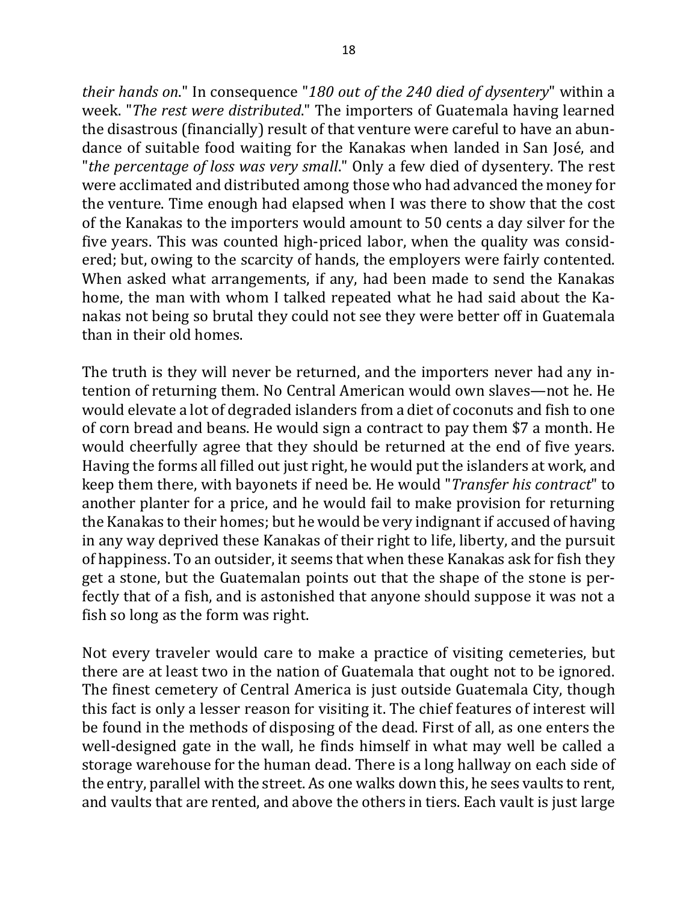*their hands on*." In consequence "*180 out of the 240 died of dysentery*" within a week. "*The rest were distributed*." The importers of Guatemala having learned the disastrous (financially) result of that venture were careful to have an abundance of suitable food waiting for the Kanakas when landed in San José, and "*the percentage of loss was very small*." Only a few died of dysentery. The rest were acclimated and distributed among those who had advanced the money for the venture. Time enough had elapsed when I was there to show that the cost of the Kanakas to the importers would amount to 50 cents a day silver for the five years. This was counted high-priced labor, when the quality was considered; but, owing to the scarcity of hands, the employers were fairly contented. When asked what arrangements, if any, had been made to send the Kanakas home, the man with whom I talked repeated what he had said about the Kanakas not being so brutal they could not see they were better off in Guatemala than in their old homes.

The truth is they will never be returned, and the importers never had any intention of returning them. No Central American would own slaves—not he. He would elevate a lot of degraded islanders from a diet of coconuts and fish to one of corn bread and beans. He would sign a contract to pay them $7 a month. He would cheerfully agree that they should be returned at the end of five years. Having the forms all filled out just right, he would put the islanders at work, and keep them there, with bayonets if need be. He would "*Transfer his contract*" to another planter for a price, and he would fail to make provision for returning the Kanakas to their homes; but he would be very indignant if accused of having in any way deprived these Kanakas of their right to life, liberty, and the pursuit of happiness. To an outsider, it seems that when these Kanakas ask for fish they get a stone, but the Guatemalan points out that the shape of the stone is perfectly that of a fish, and is astonished that anyone should suppose it was not a fish so long as the form was right.

Not every traveler would care to make a practice of visiting cemeteries, but there are at least two in the nation of Guatemala that ought not to be ignored. The finest cemetery of Central America is just outside Guatemala City, though this fact is only a lesser reason for visiting it. The chief features of interest will be found in the methods of disposing of the dead. First of all, as one enters the well-designed gate in the wall, he finds himself in what may well be called a storage warehouse for the human dead. There is a long hallway on each side of the entry, parallel with the street. As one walks down this, he sees vaults to rent, and vaults that are rented, and above the others in tiers. Each vault is just large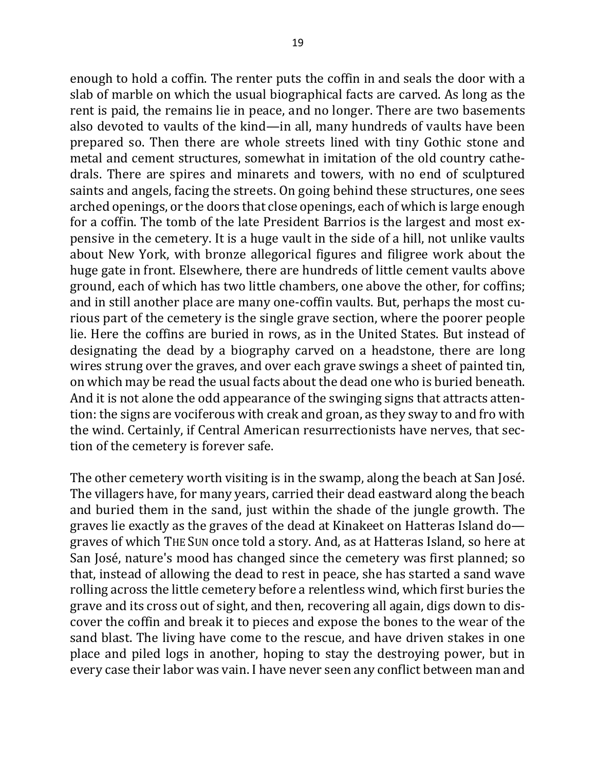enough to hold a coffin. The renter puts the coffin in and seals the door with a slab of marble on which the usual biographical facts are carved. As long as the rent is paid, the remains lie in peace, and no longer. There are two basements also devoted to vaults of the kind—in all, many hundreds of vaults have been prepared so. Then there are whole streets lined with tiny Gothic stone and metal and cement structures, somewhat in imitation of the old country cathedrals. There are spires and minarets and towers, with no end of sculptured saints and angels, facing the streets. On going behind these structures, one sees arched openings, or the doors that close openings, each of which is large enough for a coffin. The tomb of the late President Barrios is the largest and most expensive in the cemetery. It is a huge vault in the side of a hill, not unlike vaults about New York, with bronze allegorical figures and filigree work about the huge gate in front. Elsewhere, there are hundreds of little cement vaults above ground, each of which has two little chambers, one above the other, for coffins; and in still another place are many one-coffin vaults. But, perhaps the most curious part of the cemetery is the single grave section, where the poorer people lie. Here the coffins are buried in rows, as in the United States. But instead of designating the dead by a biography carved on a headstone, there are long wires strung over the graves, and over each grave swings a sheet of painted tin, on which may be read the usual facts about the dead one who is buried beneath. And it is not alone the odd appearance of the swinging signs that attracts attention: the signs are vociferous with creak and groan, as they sway to and fro with the wind. Certainly, if Central American resurrectionists have nerves, that section of the cemetery is forever safe.

The other cemetery worth visiting is in the swamp, along the beach at San José. The villagers have, for many years, carried their dead eastward along the beach and buried them in the sand, just within the shade of the jungle growth. The graves lie exactly as the graves of the dead at Kinakeet on Hatteras Island do—graves of which THE SUN once told a story. And, as at Hatteras Island, so here at San José, nature's mood has changed since the cemetery was first planned; so that, instead of allowing the dead to rest in peace, she has started a sand wave rolling across the little cemetery before a relentless wind, which first buries the grave and its cross out of sight, and then, recovering all again, digs down to discover the coffin and break it to pieces and expose the bones to the wear of the sand blast. The living have come to the rescue, and have driven stakes in one place and piled logs in another, hoping to stay the destroying power, but in every case their labor was vain. I have never seen any conflict between man and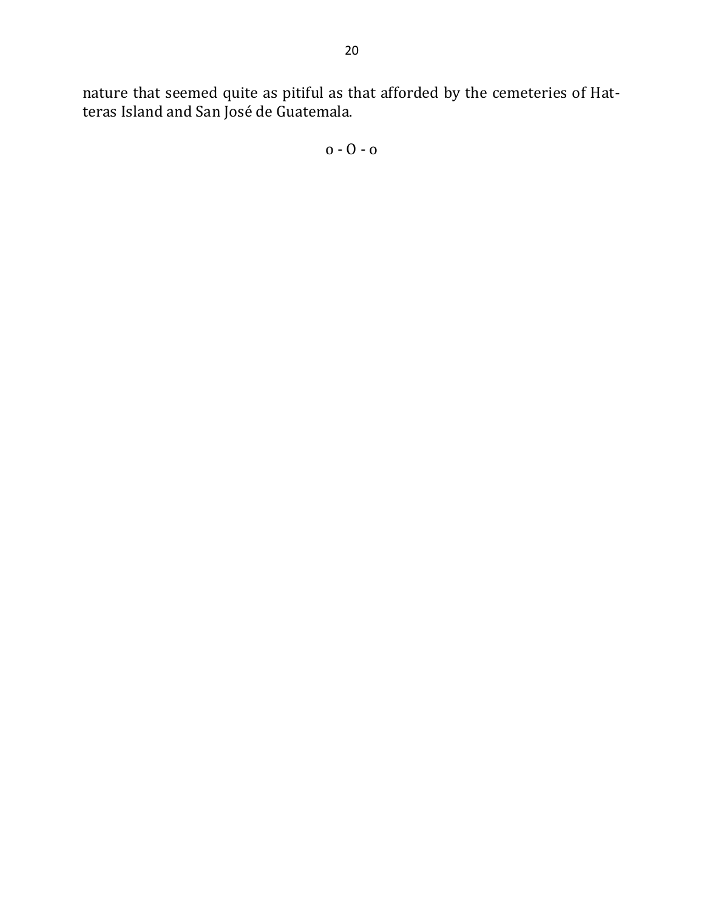nature that seemed quite as pitiful as that afforded by the cemeteries of Hatteras Island and San José de Guatemala.

o - O - o